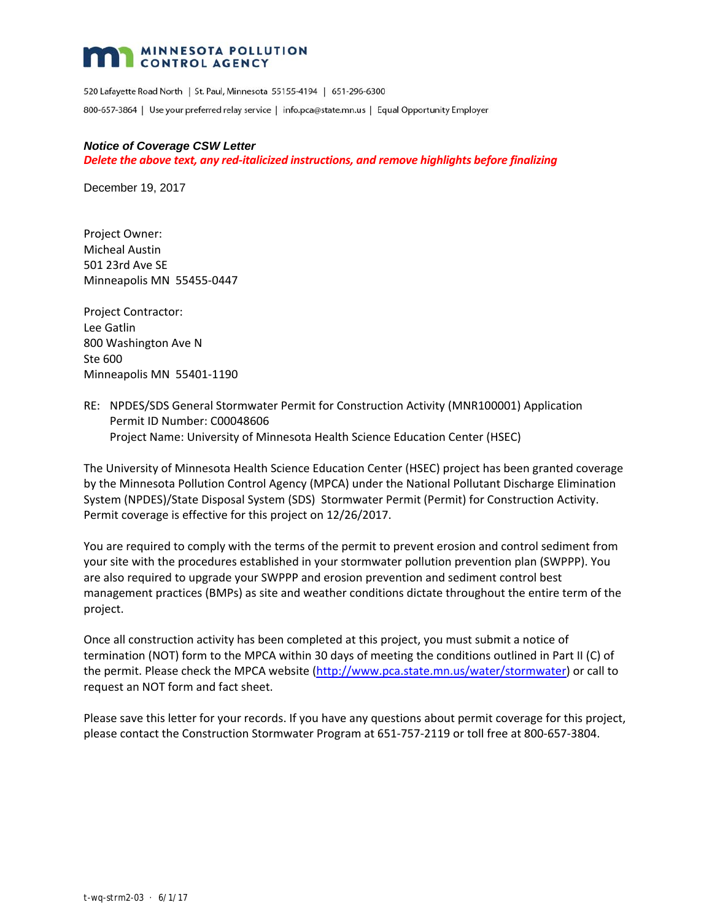# MINNESOTA POLLUTION CONTROL AGENCY

520 Lafayette Road North | St. Paul, Minnesota 55155-4194 | 651-296-6300

800-657-3864 | Use your preferred relay service | info.pca@state.mn.us | Equal Opportunity Employer

***Notice of Coverage CSW Letter***

***Delete the above text, any red-italicized instructions, and remove highlights before finalizing***

December 19, 2017

Project Owner:
Micheal Austin
501 23rd Ave SE
Minneapolis MN 55455-0447

Project Contractor:
Lee Gatlin
800 Washington Ave N
Ste 600
Minneapolis MN 55401-1190

RE: NPDES/SDS General Stormwater Permit for Construction Activity (MNR100001) Application
Permit ID Number: C00048606
Project Name: University of Minnesota Health Science Education Center (HSEC)

The University of Minnesota Health Science Education Center (HSEC) project has been granted coverage by the Minnesota Pollution Control Agency (MPCA) under the National Pollutant Discharge Elimination System (NPDES)/State Disposal System (SDS) Stormwater Permit (Permit) for Construction Activity. Permit coverage is effective for this project on 12/26/2017.

You are required to comply with the terms of the permit to prevent erosion and control sediment from your site with the procedures established in your stormwater pollution prevention plan (SWPPP). You are also required to upgrade your SWPPP and erosion prevention and sediment control best management practices (BMPs) as site and weather conditions dictate throughout the entire term of the project.

Once all construction activity has been completed at this project, you must submit a notice of termination (NOT) form to the MPCA within 30 days of meeting the conditions outlined in Part II (C) of the permit. Please check the MPCA website (http://www.pca.state.mn.us/water/stormwater) or call to request an NOT form and fact sheet.

Please save this letter for your records. If you have any questions about permit coverage for this project, please contact the Construction Stormwater Program at 651-757-2119 or toll free at 800-657-3804.

t-wq-strm2-03 · 6/1/17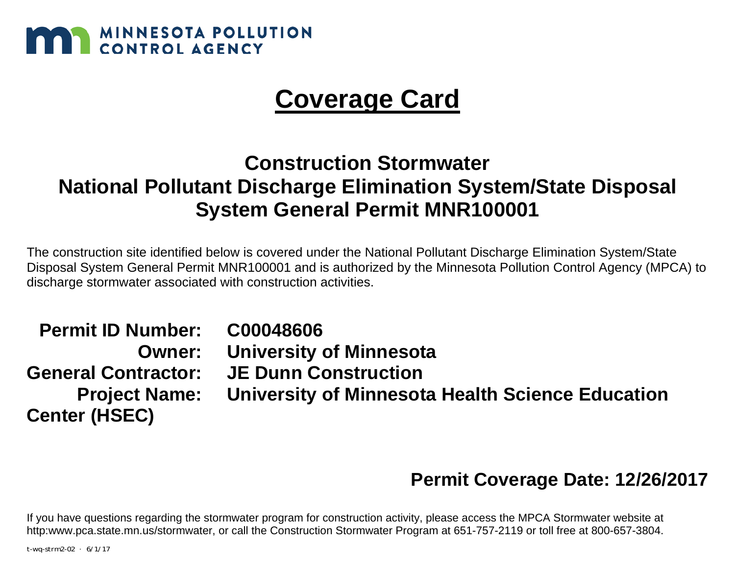MINNESOTA POLLUTION CONTROL AGENCY

# Coverage Card

## Construction Stormwater
## National Pollutant Discharge Elimination System/State Disposal System General Permit MNR100001

The construction site identified below is covered under the National Pollutant Discharge Elimination System/State Disposal System General Permit MNR100001 and is authorized by the Minnesota Pollution Control Agency (MPCA) to discharge stormwater associated with construction activities.

**Permit ID Number:** **C00048606**
**Owner:** **University of Minnesota**
**General Contractor:** **JE Dunn Construction**
**Project Name:** **University of Minnesota Health Science Education Center (HSEC)**

**Permit Coverage Date: 12/26/2017**

If you have questions regarding the stormwater program for construction activity, please access the MPCA Stormwater website at http:www.pca.state.mn.us/stormwater, or call the Construction Stormwater Program at 651-757-2119 or toll free at 800-657-3804.

t-wq-strm2-02 · 6/1/17